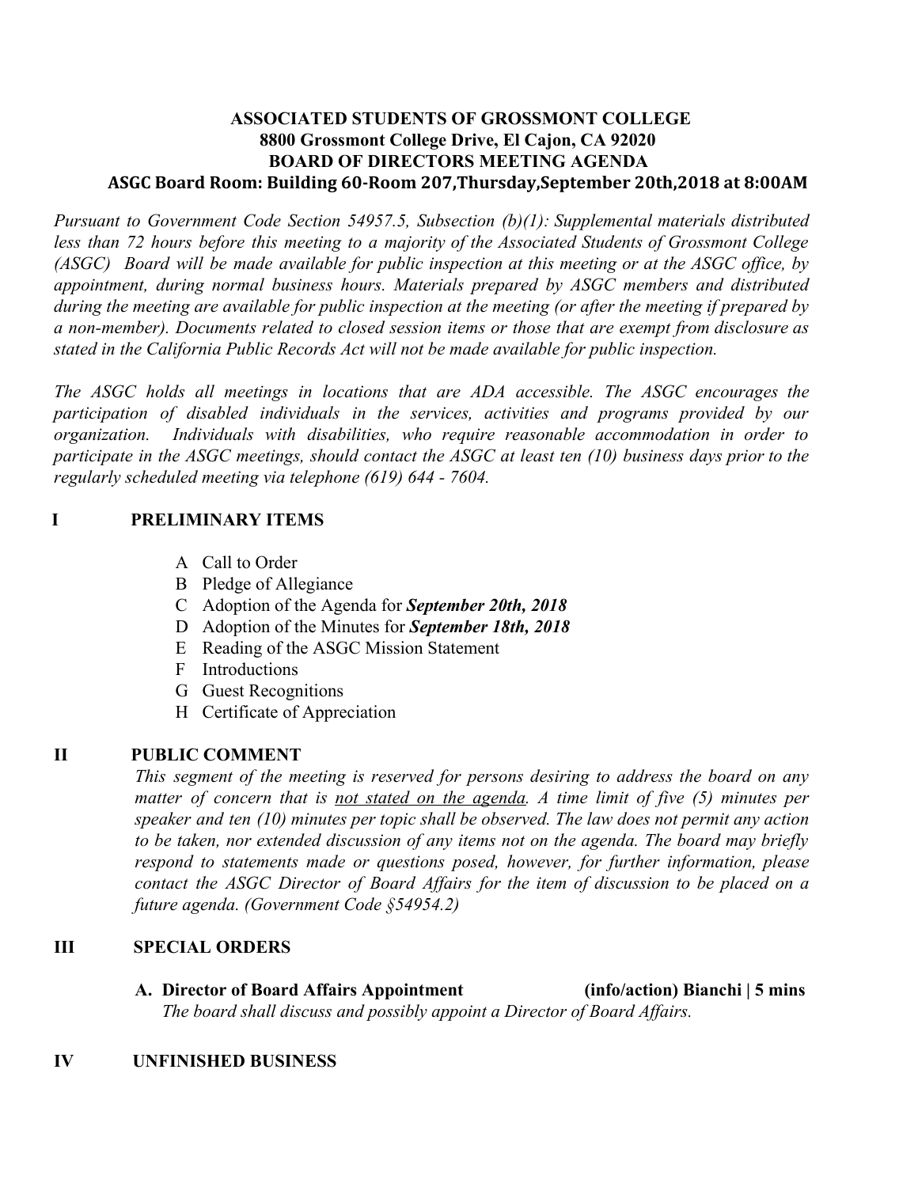**ASSOCIATED STUDENTS OF GROSSMONT COLLEGE**
**8800 Grossmont College Drive, El Cajon, CA 92020**
**BOARD OF DIRECTORS MEETING AGENDA**
**ASGC Board Room: Building 60-Room 207,Thursday,September 20th,2018 at 8:00AM**

*Pursuant to Government Code Section 54957.5, Subsection (b)(1): Supplemental materials distributed less than 72 hours before this meeting to a majority of the Associated Students of Grossmont College (ASGC) Board will be made available for public inspection at this meeting or at the ASGC office, by appointment, during normal business hours. Materials prepared by ASGC members and distributed during the meeting are available for public inspection at the meeting (or after the meeting if prepared by a non-member). Documents related to closed session items or those that are exempt from disclosure as stated in the California Public Records Act will not be made available for public inspection.*

*The ASGC holds all meetings in locations that are ADA accessible. The ASGC encourages the participation of disabled individuals in the services, activities and programs provided by our organization. Individuals with disabilities, who require reasonable accommodation in order to participate in the ASGC meetings, should contact the ASGC at least ten (10) business days prior to the regularly scheduled meeting via telephone (619) 644 - 7604.*

## I PRELIMINARY ITEMS

A Call to Order
B Pledge of Allegiance
C Adoption of the Agenda for ***September 20th, 2018***
D Adoption of the Minutes for ***September 18th, 2018***
E Reading of the ASGC Mission Statement
F Introductions
G Guest Recognitions
H Certificate of Appreciation

## II PUBLIC COMMENT

*This segment of the meeting is reserved for persons desiring to address the board on any matter of concern that is <u>not stated on the agenda</u>. A time limit of five (5) minutes per speaker and ten (10) minutes per topic shall be observed. The law does not permit any action to be taken, nor extended discussion of any items not on the agenda. The board may briefly respond to statements made or questions posed, however, for further information, please contact the ASGC Director of Board Affairs for the item of discussion to be placed on a future agenda. (Government Code §54954.2)*

## III SPECIAL ORDERS

**A. Director of Board Affairs Appointment (info/action) Bianchi | 5 mins**
*The board shall discuss and possibly appoint a Director of Board Affairs.*

## IV UNFINISHED BUSINESS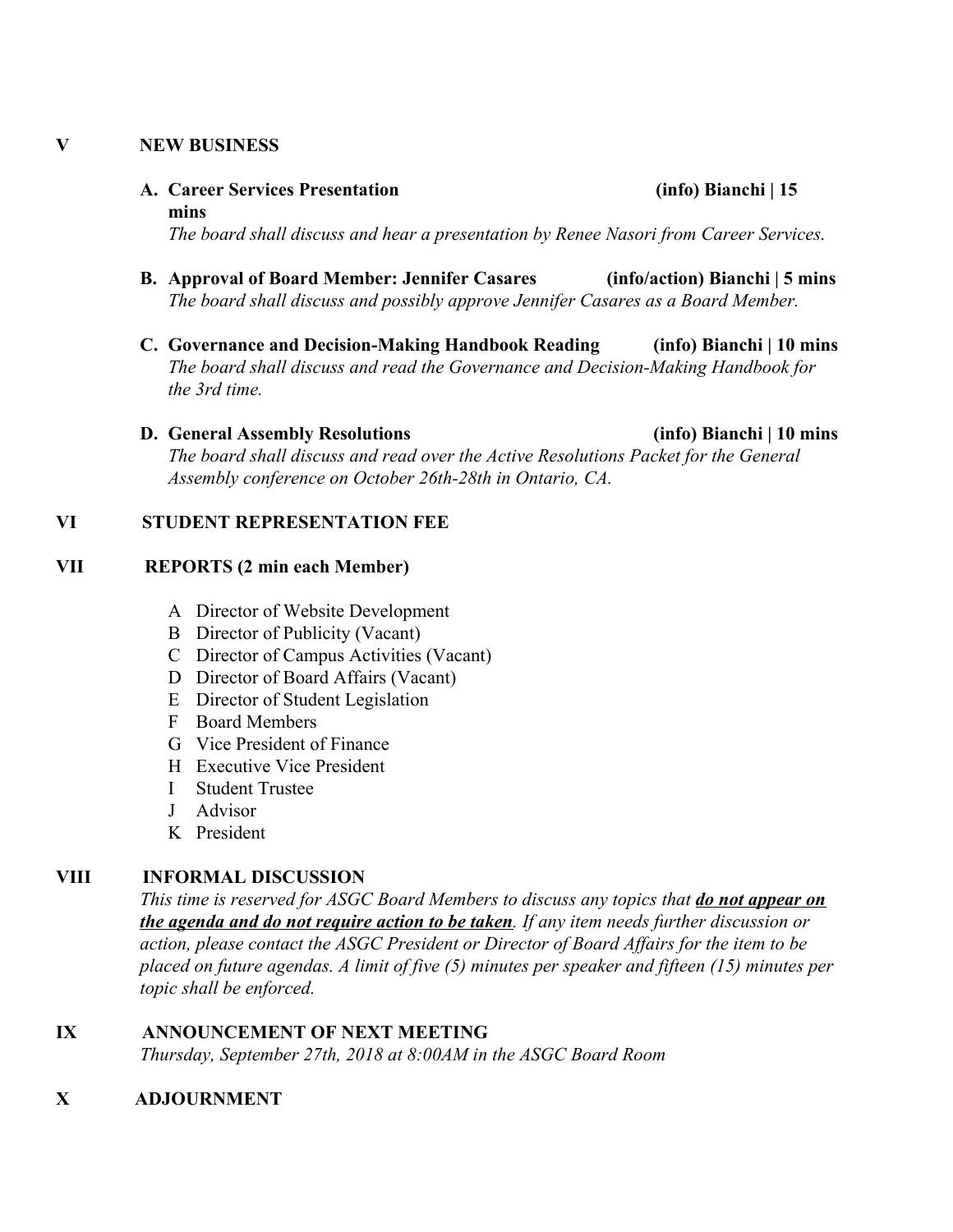## V NEW BUSINESS

**A. Career Services Presentation (info) Bianchi | 15 mins**
*The board shall discuss and hear a presentation by Renee Nasori from Career Services.*

**B. Approval of Board Member: Jennifer Casares (info/action) Bianchi | 5 mins**
*The board shall discuss and possibly approve Jennifer Casares as a Board Member.*

**C. Governance and Decision-Making Handbook Reading (info) Bianchi | 10 mins**
*The board shall discuss and read the Governance and Decision-Making Handbook for the 3rd time.*

**D. General Assembly Resolutions (info) Bianchi | 10 mins**
*The board shall discuss and read over the Active Resolutions Packet for the General Assembly conference on October 26th-28th in Ontario, CA.*

## VI STUDENT REPRESENTATION FEE

## VII REPORTS (2 min each Member)

A. Director of Website Development
B. Director of Publicity (Vacant)
C. Director of Campus Activities (Vacant)
D. Director of Board Affairs (Vacant)
E. Director of Student Legislation
F. Board Members
G. Vice President of Finance
H. Executive Vice President
I. Student Trustee
J. Advisor
K. President

## VIII INFORMAL DISCUSSION

*This time is reserved for ASGC Board Members to discuss any topics that* ***do not appear on the agenda and do not require action to be taken****. If any item needs further discussion or action, please contact the ASGC President or Director of Board Affairs for the item to be placed on future agendas. A limit of five (5) minutes per speaker and fifteen (15) minutes per topic shall be enforced.*

## IX ANNOUNCEMENT OF NEXT MEETING

*Thursday, September 27th, 2018 at 8:00AM in the ASGC Board Room*

## X ADJOURNMENT